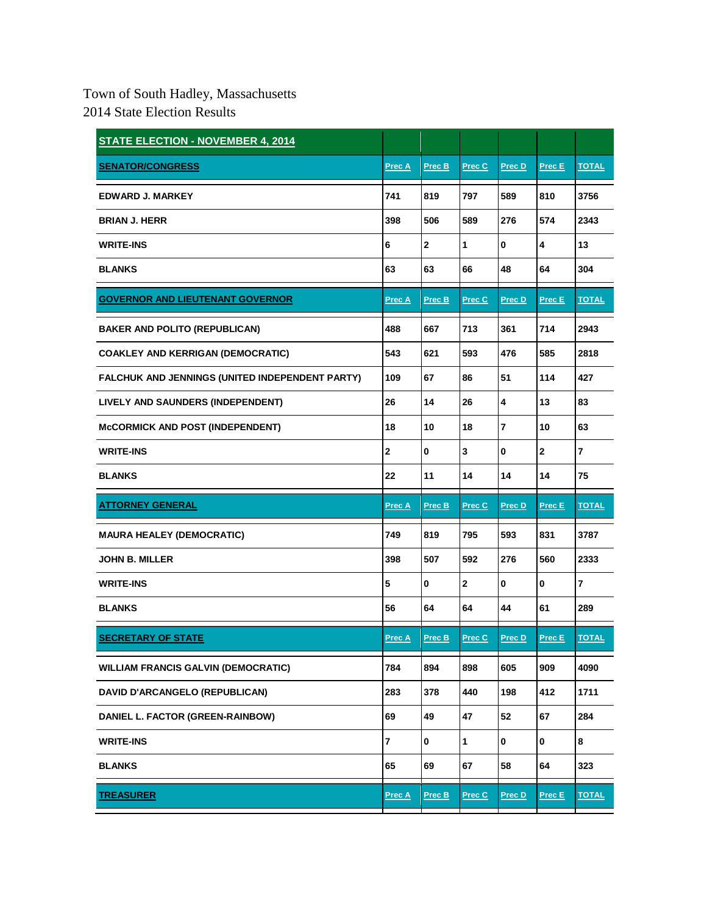Town of South Hadley, Massachusetts
2014 State Election Results

| STATE ELECTION - NOVEMBER 4, 2014 | | | | | | |
|---|---|---|---|---|---|---|
| **SENATOR/CONGRESS** | **Prec A** | **Prec B** | **Prec C** | **Prec D** | **Prec E** | **TOTAL** |
| EDWARD J. MARKEY | 741 | 819 | 797 | 589 | 810 | 3756 |
| BRIAN J. HERR | 398 | 506 | 589 | 276 | 574 | 2343 |
| WRITE-INS | 6 | 2 | 1 | 0 | 4 | 13 |
| BLANKS | 63 | 63 | 66 | 48 | 64 | 304 |
| **GOVERNOR AND LIEUTENANT GOVERNOR** | **Prec A** | **Prec B** | **Prec C** | **Prec D** | **Prec E** | **TOTAL** |
| BAKER AND POLITO (REPUBLICAN) | 488 | 667 | 713 | 361 | 714 | 2943 |
| COAKLEY AND KERRIGAN (DEMOCRATIC) | 543 | 621 | 593 | 476 | 585 | 2818 |
| FALCHUK AND JENNINGS (UNITED INDEPENDENT PARTY) | 109 | 67 | 86 | 51 | 114 | 427 |
| LIVELY AND SAUNDERS (INDEPENDENT) | 26 | 14 | 26 | 4 | 13 | 83 |
| McCORMICK AND POST (INDEPENDENT) | 18 | 10 | 18 | 7 | 10 | 63 |
| WRITE-INS | 2 | 0 | 3 | 0 | 2 | 7 |
| BLANKS | 22 | 11 | 14 | 14 | 14 | 75 |
| **ATTORNEY GENERAL** | **Prec A** | **Prec B** | **Prec C** | **Prec D** | **Prec E** | **TOTAL** |
| MAURA HEALEY (DEMOCRATIC) | 749 | 819 | 795 | 593 | 831 | 3787 |
| JOHN B. MILLER | 398 | 507 | 592 | 276 | 560 | 2333 |
| WRITE-INS | 5 | 0 | 2 | 0 | 0 | 7 |
| BLANKS | 56 | 64 | 64 | 44 | 61 | 289 |
| **SECRETARY OF STATE** | **Prec A** | **Prec B** | **Prec C** | **Prec D** | **Prec E** | **TOTAL** |
| WILLIAM FRANCIS GALVIN (DEMOCRATIC) | 784 | 894 | 898 | 605 | 909 | 4090 |
| DAVID D'ARCANGELO (REPUBLICAN) | 283 | 378 | 440 | 198 | 412 | 1711 |
| DANIEL L. FACTOR (GREEN-RAINBOW) | 69 | 49 | 47 | 52 | 67 | 284 |
| WRITE-INS | 7 | 0 | 1 | 0 | 0 | 8 |
| BLANKS | 65 | 69 | 67 | 58 | 64 | 323 |
| **TREASURER** | **Prec A** | **Prec B** | **Prec C** | **Prec D** | **Prec E** | **TOTAL** |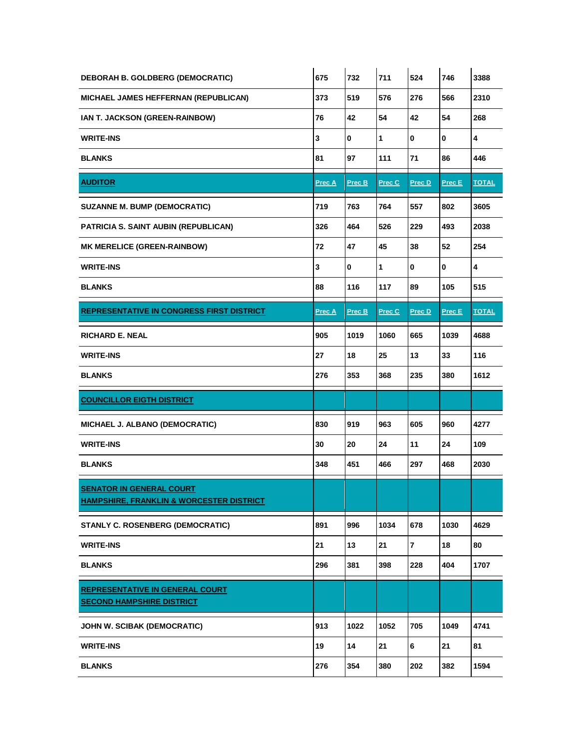| | | | | | | |
|---|---|---|---|---|---|---|
| **DEBORAH B. GOLDBERG (DEMOCRATIC)** | 675 | 732 | 711 | 524 | 746 | 3388 |
| **MICHAEL JAMES HEFFERNAN (REPUBLICAN)** | 373 | 519 | 576 | 276 | 566 | 2310 |
| **IAN T. JACKSON (GREEN-RAINBOW)** | 76 | 42 | 54 | 42 | 54 | 268 |
| **WRITE-INS** | 3 | 0 | 1 | 0 | 0 | 4 |
| **BLANKS** | 81 | 97 | 111 | 71 | 86 | 446 |

| **AUDITOR** | **Prec A** | **Prec B** | **Prec C** | **Prec D** | **Prec E** | **TOTAL** |
|---|---|---|---|---|---|---|
| **SUZANNE M. BUMP (DEMOCRATIC)** | 719 | 763 | 764 | 557 | 802 | 3605 |
| **PATRICIA S. SAINT AUBIN (REPUBLICAN)** | 326 | 464 | 526 | 229 | 493 | 2038 |
| **MK MERELICE (GREEN-RAINBOW)** | 72 | 47 | 45 | 38 | 52 | 254 |
| **WRITE-INS** | 3 | 0 | 1 | 0 | 0 | 4 |
| **BLANKS** | 88 | 116 | 117 | 89 | 105 | 515 |

| **REPRESENTATIVE IN CONGRESS FIRST DISTRICT** | **Prec A** | **Prec B** | **Prec C** | **Prec D** | **Prec E** | **TOTAL** |
|---|---|---|---|---|---|---|
| **RICHARD E. NEAL** | 905 | 1019 | 1060 | 665 | 1039 | 4688 |
| **WRITE-INS** | 27 | 18 | 25 | 13 | 33 | 116 |
| **BLANKS** | 276 | 353 | 368 | 235 | 380 | 1612 |

| **COUNCILLOR EIGTH DISTRICT** | | | | | | |
|---|---|---|---|---|---|---|
| **MICHAEL J. ALBANO (DEMOCRATIC)** | 830 | 919 | 963 | 605 | 960 | 4277 |
| **WRITE-INS** | 30 | 20 | 24 | 11 | 24 | 109 |
| **BLANKS** | 348 | 451 | 466 | 297 | 468 | 2030 |

| **SENATOR IN GENERAL COURT HAMPSHIRE, FRANKLIN & WORCESTER DISTRICT** | | | | | | |
|---|---|---|---|---|---|---|
| **STANLY C. ROSENBERG (DEMOCRATIC)** | 891 | 996 | 1034 | 678 | 1030 | 4629 |
| **WRITE-INS** | 21 | 13 | 21 | 7 | 18 | 80 |
| **BLANKS** | 296 | 381 | 398 | 228 | 404 | 1707 |

| **REPRESENTATIVE IN GENERAL COURT SECOND HAMPSHIRE DISTRICT** | | | | | | |
|---|---|---|---|---|---|---|
| **JOHN W. SCIBAK (DEMOCRATIC)** | 913 | 1022 | 1052 | 705 | 1049 | 4741 |
| **WRITE-INS** | 19 | 14 | 21 | 6 | 21 | 81 |
| **BLANKS** | 276 | 354 | 380 | 202 | 382 | 1594 |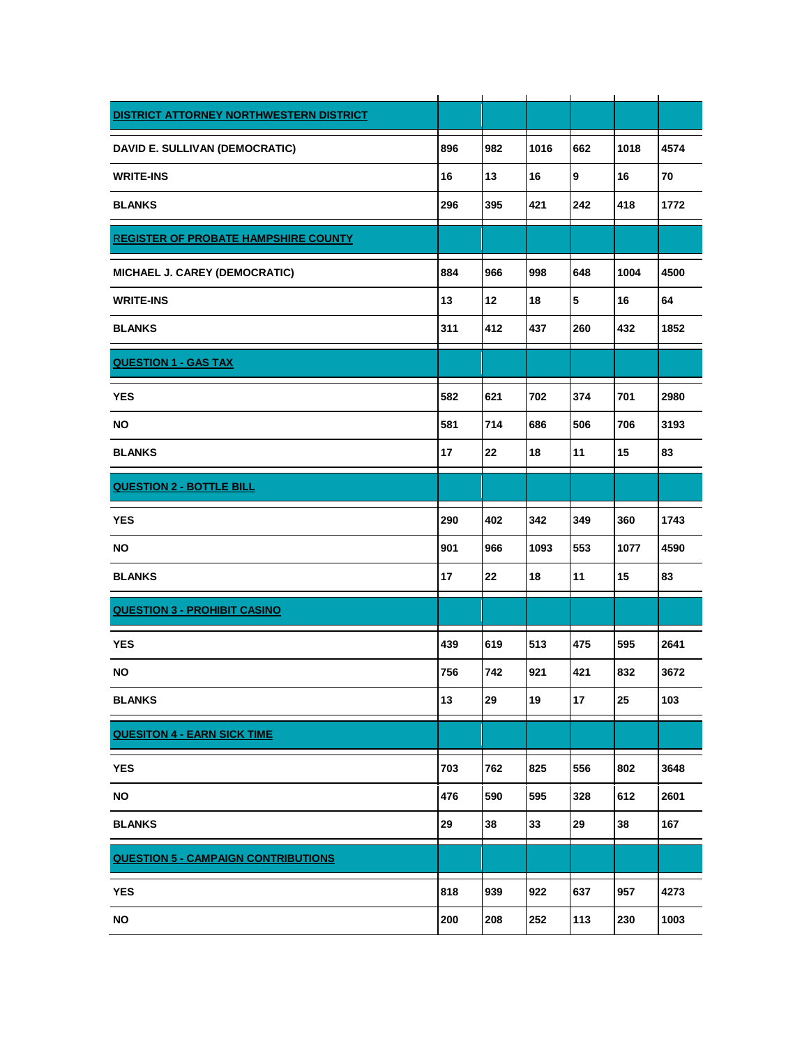| | | | | | | |
|---|---|---|---|---|---|---|
| **DISTRICT ATTORNEY NORTHWESTERN DISTRICT** | | | | | | |
| **DAVID E. SULLIVAN (DEMOCRATIC)** | 896 | 982 | 1016 | 662 | 1018 | 4574 |
| **WRITE-INS** | 16 | 13 | 16 | 9 | 16 | 70 |
| **BLANKS** | 296 | 395 | 421 | 242 | 418 | 1772 |
| **REGISTER OF PROBATE HAMPSHIRE COUNTY** | | | | | | |
| **MICHAEL J. CAREY (DEMOCRATIC)** | 884 | 966 | 998 | 648 | 1004 | 4500 |
| **WRITE-INS** | 13 | 12 | 18 | 5 | 16 | 64 |
| **BLANKS** | 311 | 412 | 437 | 260 | 432 | 1852 |
| **QUESTION 1 - GAS TAX** | | | | | | |
| **YES** | 582 | 621 | 702 | 374 | 701 | 2980 |
| **NO** | 581 | 714 | 686 | 506 | 706 | 3193 |
| **BLANKS** | 17 | 22 | 18 | 11 | 15 | 83 |
| **QUESTION 2 - BOTTLE BILL** | | | | | | |
| **YES** | 290 | 402 | 342 | 349 | 360 | 1743 |
| **NO** | 901 | 966 | 1093 | 553 | 1077 | 4590 |
| **BLANKS** | 17 | 22 | 18 | 11 | 15 | 83 |
| **QUESTION 3 - PROHIBIT CASINO** | | | | | | |
| **YES** | 439 | 619 | 513 | 475 | 595 | 2641 |
| **NO** | 756 | 742 | 921 | 421 | 832 | 3672 |
| **BLANKS** | 13 | 29 | 19 | 17 | 25 | 103 |
| **QUESITON 4 - EARN SICK TIME** | | | | | | |
| **YES** | 703 | 762 | 825 | 556 | 802 | 3648 |
| **NO** | 476 | 590 | 595 | 328 | 612 | 2601 |
| **BLANKS** | 29 | 38 | 33 | 29 | 38 | 167 |
| **QUESTION 5 - CAMPAIGN CONTRIBUTIONS** | | | | | | |
| **YES** | 818 | 939 | 922 | 637 | 957 | 4273 |
| **NO** | 200 | 208 | 252 | 113 | 230 | 1003 |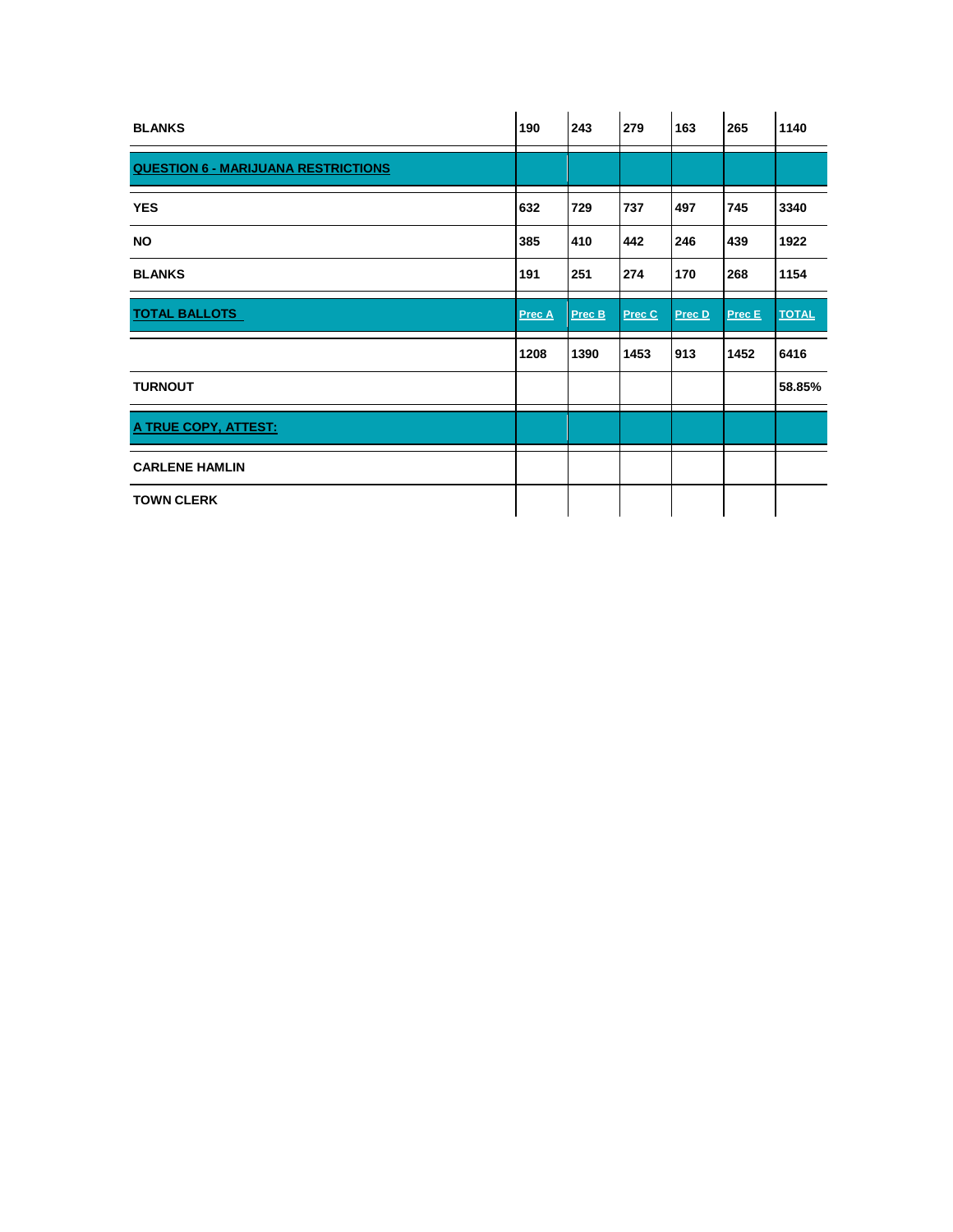| | | | | | | |
|---|---|---|---|---|---|---|
| **BLANKS** | 190 | 243 | 279 | 163 | 265 | 1140 |
| **QUESTION 6 - MARIJUANA RESTRICTIONS** | | | | | | |
| **YES** | 632 | 729 | 737 | 497 | 745 | 3340 |
| **NO** | 385 | 410 | 442 | 246 | 439 | 1922 |
| **BLANKS** | 191 | 251 | 274 | 170 | 268 | 1154 |
| **TOTAL BALLOTS** | Prec A | Prec B | Prec C | Prec D | Prec E | TOTAL |
| | 1208 | 1390 | 1453 | 913 | 1452 | 6416 |
| **TURNOUT** | | | | | | 58.85% |
| **A TRUE COPY, ATTEST:** | | | | | | |
| **CARLENE HAMLIN** | | | | | | |
| **TOWN CLERK** | | | | | | |